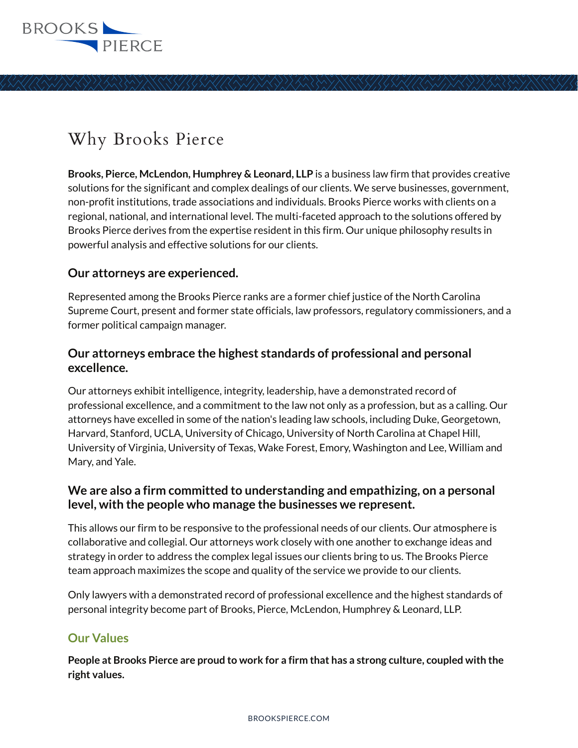# Why Brooks Pierce

**Brooks, Pierce, McLendon, Humphrey & Leonard, LLP** is a business law firm that provides creative solutions for the significant and complex dealings of our clients. We serve businesses, government, non-profit institutions, trade associations and individuals. Brooks Pierce works with clients on a regional, national, and international level. The multi-faceted approach to the solutions offered by Brooks Pierce derives from the expertise resident in this firm. Our unique philosophy results in powerful analysis and effective solutions for our clients.

### Our attorneys are experienced.

Represented among the Brooks Pierce ranks are a former chief justice of the North Carolina Supreme Court, present and former state officials, law professors, regulatory commissioners, and a former political campaign manager.

### Our attorneys embrace the highest standards of professional and personal excellence.

Our attorneys exhibit intelligence, integrity, leadership, have a demonstrated record of professional excellence, and a commitment to the law not only as a profession, but as a calling. Our attorneys have excelled in some of the nation's leading law schools, including Duke, Georgetown, Harvard, Stanford, UCLA, University of Chicago, University of North Carolina at Chapel Hill, University of Virginia, University of Texas, Wake Forest, Emory, Washington and Lee, William and Mary, and Yale.

### We are also a firm committed to understanding and empathizing, on a personal level, with the people who manage the businesses we represent.

This allows our firm to be responsive to the professional needs of our clients. Our atmosphere is collaborative and collegial. Our attorneys work closely with one another to exchange ideas and strategy in order to address the complex legal issues our clients bring to us. The Brooks Pierce team approach maximizes the scope and quality of the service we provide to our clients.

Only lawyers with a demonstrated record of professional excellence and the highest standards of personal integrity become part of Brooks, Pierce, McLendon, Humphrey & Leonard, LLP.

## Our Values

**People at Brooks Pierce are proud to work for a firm that has a strong culture, coupled with the right values.**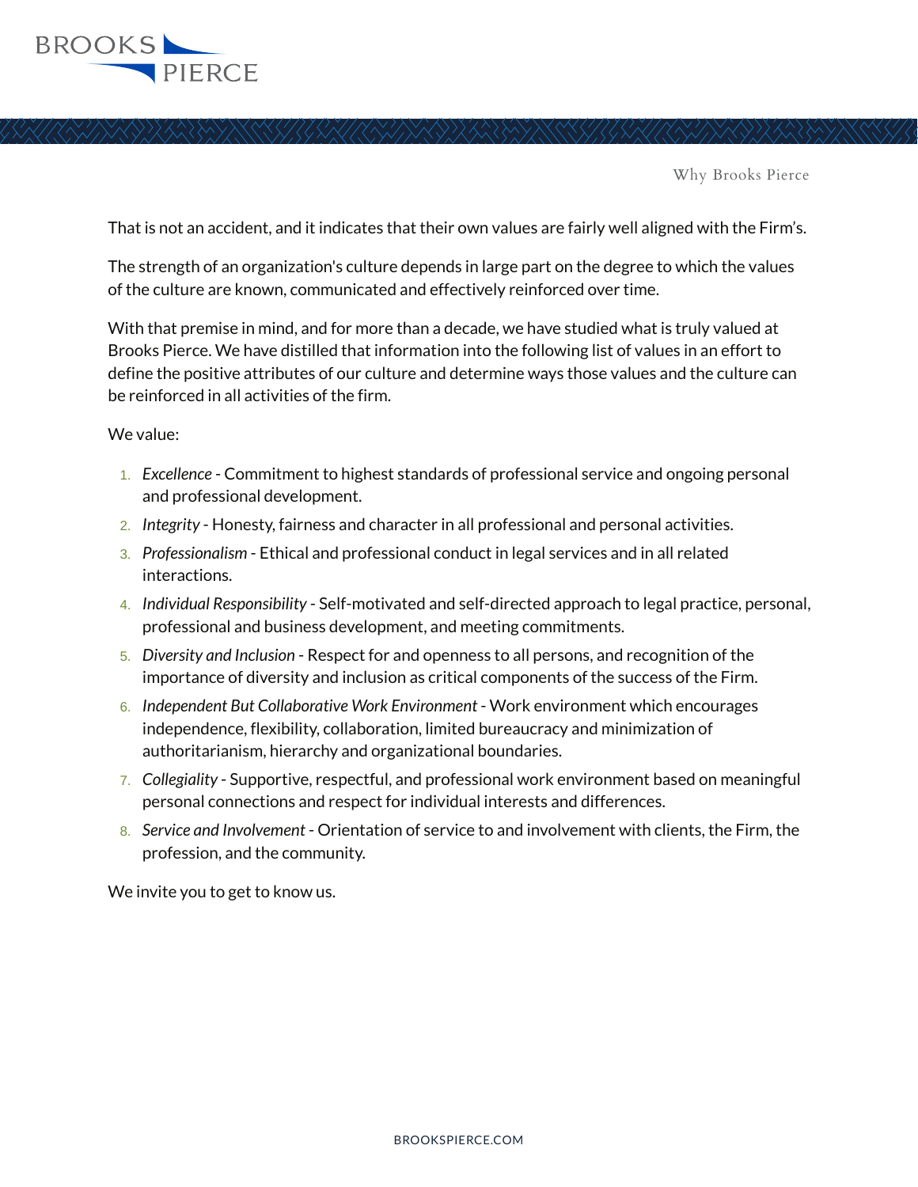That is not an accident, and it indicates that their own values are fairly well aligned with the Firm's.

The strength of an organization's culture depends in large part on the degree to which the values of the culture are known, communicated and effectively reinforced over time.

With that premise in mind, and for more than a decade, we have studied what is truly valued at Brooks Pierce. We have distilled that information into the following list of values in an effort to define the positive attributes of our culture and determine ways those values and the culture can be reinforced in all activities of the firm.

We value:

1. *Excellence* - Commitment to highest standards of professional service and ongoing personal and professional development.
2. *Integrity* - Honesty, fairness and character in all professional and personal activities.
3. *Professionalism* - Ethical and professional conduct in legal services and in all related interactions.
4. *Individual Responsibility* - Self-motivated and self-directed approach to legal practice, personal, professional and business development, and meeting commitments.
5. *Diversity and Inclusion* - Respect for and openness to all persons, and recognition of the importance of diversity and inclusion as critical components of the success of the Firm.
6. *Independent But Collaborative Work Environment* - Work environment which encourages independence, flexibility, collaboration, limited bureaucracy and minimization of authoritarianism, hierarchy and organizational boundaries.
7. *Collegiality* - Supportive, respectful, and professional work environment based on meaningful personal connections and respect for individual interests and differences.
8. *Service and Involvement* - Orientation of service to and involvement with clients, the Firm, the profession, and the community.

We invite you to get to know us.